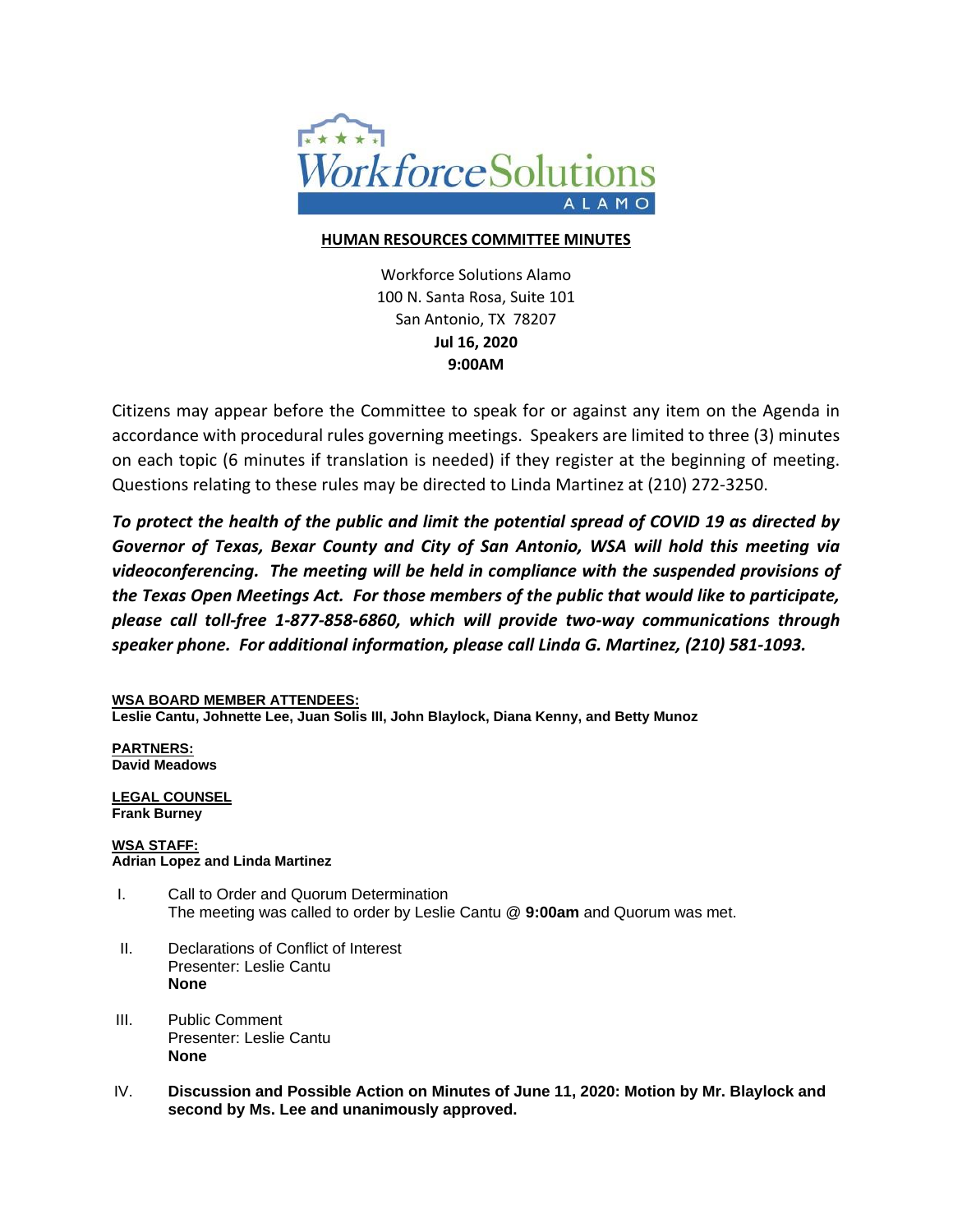# HUMAN RESOURCES COMMITTEE MINUTES

Workforce Solutions Alamo
100 N. Santa Rosa, Suite 101
San Antonio, TX 78207
**Jul 16, 2020**
**9:00AM**

Citizens may appear before the Committee to speak for or against any item on the Agenda in accordance with procedural rules governing meetings. Speakers are limited to three (3) minutes on each topic (6 minutes if translation is needed) if they register at the beginning of meeting. Questions relating to these rules may be directed to Linda Martinez at (210) 272-3250.

***To protect the health of the public and limit the potential spread of COVID 19 as directed by Governor of Texas, Bexar County and City of San Antonio, WSA will hold this meeting via videoconferencing. The meeting will be held in compliance with the suspended provisions of the Texas Open Meetings Act. For those members of the public that would like to participate, please call toll-free 1-877-858-6860, which will provide two-way communications through speaker phone. For additional information, please call Linda G. Martinez, (210) 581-1093.***

**WSA BOARD MEMBER ATTENDEES:**
**Leslie Cantu, Johnette Lee, Juan Solis III, John Blaylock, Diana Kenny, and Betty Munoz**

**PARTNERS:**
**David Meadows**

**LEGAL COUNSEL**
**Frank Burney**

**WSA STAFF:**
**Adrian Lopez and Linda Martinez**

I. Call to Order and Quorum Determination
The meeting was called to order by Leslie Cantu @ **9:00am** and Quorum was met.

II. Declarations of Conflict of Interest
Presenter: Leslie Cantu
**None**

III. Public Comment
Presenter: Leslie Cantu
**None**

IV. **Discussion and Possible Action on Minutes of June 11, 2020: Motion by Mr. Blaylock and second by Ms. Lee and unanimously approved.**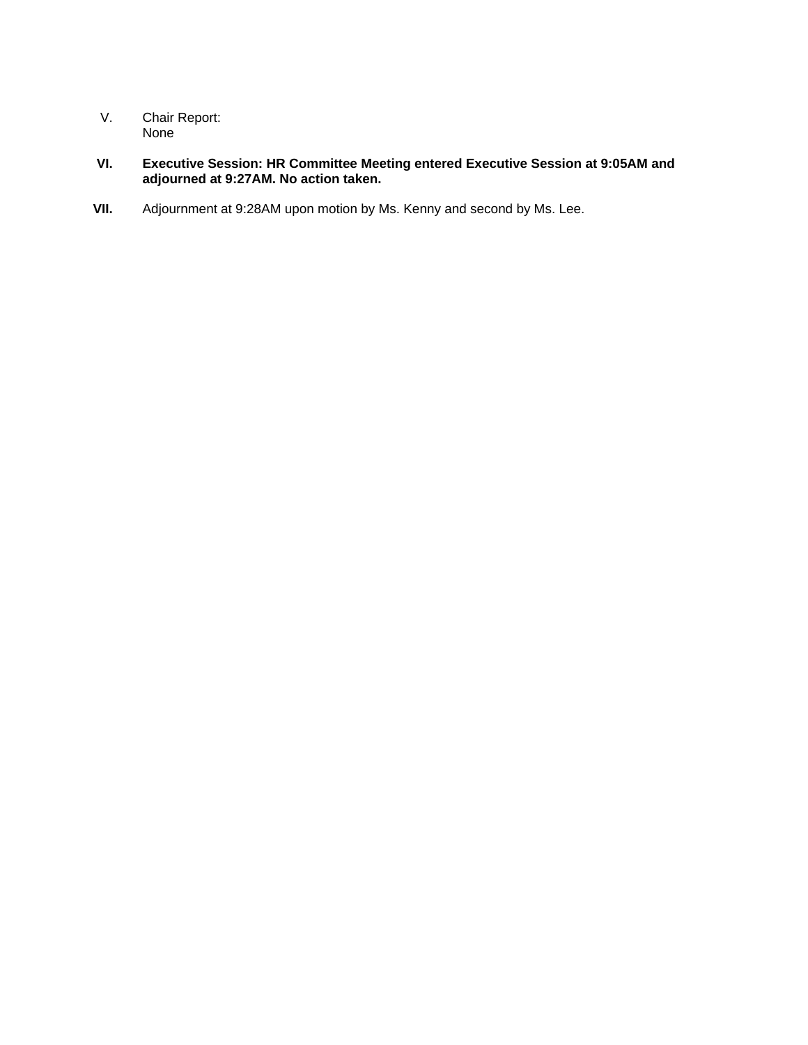V. Chair Report:
None

**VI. Executive Session: HR Committee Meeting entered Executive Session at 9:05AM and adjourned at 9:27AM. No action taken.**

**VII.** Adjournment at 9:28AM upon motion by Ms. Kenny and second by Ms. Lee.